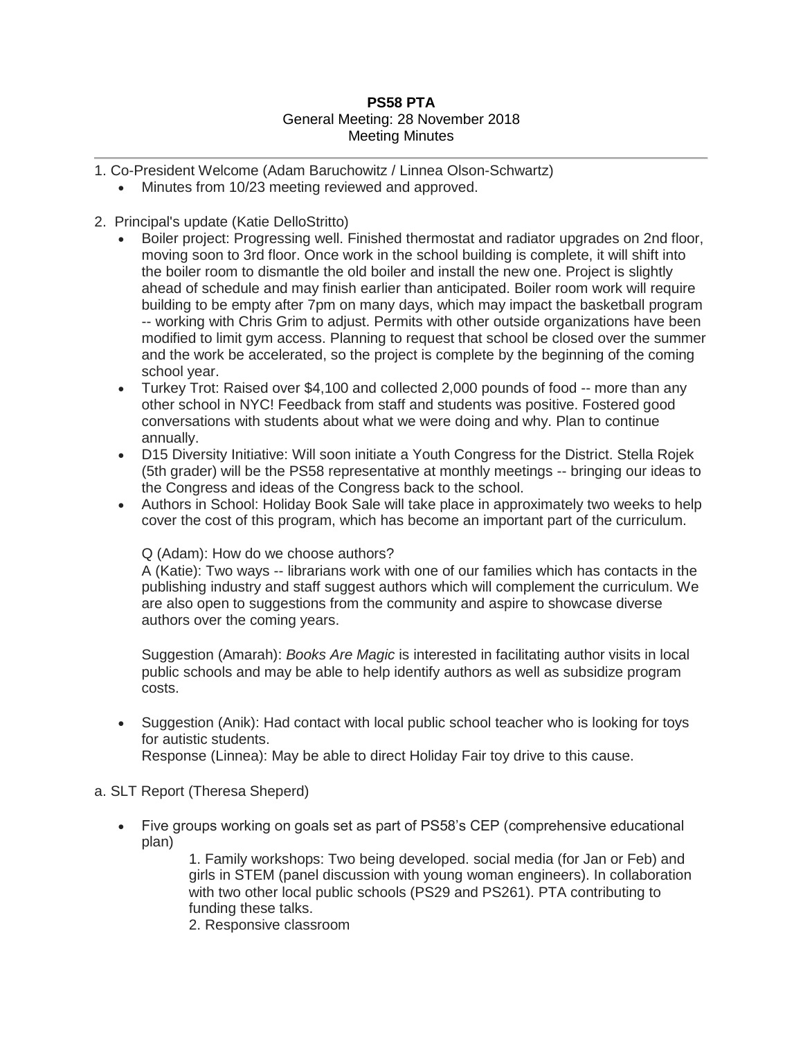**PS58 PTA**

General Meeting: 28 November 2018

Meeting Minutes

---

1. Co-President Welcome (Adam Baruchowitz / Linnea Olson-Schwartz)
   - Minutes from 10/23 meeting reviewed and approved.

2. Principal's update (Katie DelloStritto)
   - Boiler project: Progressing well. Finished thermostat and radiator upgrades on 2nd floor, moving soon to 3rd floor. Once work in the school building is complete, it will shift into the boiler room to dismantle the old boiler and install the new one. Project is slightly ahead of schedule and may finish earlier than anticipated. Boiler room work will require building to be empty after 7pm on many days, which may impact the basketball program -- working with Chris Grim to adjust. Permits with other outside organizations have been modified to limit gym access. Planning to request that school be closed over the summer and the work be accelerated, so the project is complete by the beginning of the coming school year.
   - Turkey Trot: Raised over $4,100 and collected 2,000 pounds of food -- more than any other school in NYC! Feedback from staff and students was positive. Fostered good conversations with students about what we were doing and why. Plan to continue annually.
   - D15 Diversity Initiative: Will soon initiate a Youth Congress for the District. Stella Rojek (5th grader) will be the PS58 representative at monthly meetings -- bringing our ideas to the Congress and ideas of the Congress back to the school.
   - Authors in School: Holiday Book Sale will take place in approximately two weeks to help cover the cost of this program, which has become an important part of the curriculum.

     Q (Adam): How do we choose authors?
     A (Katie): Two ways -- librarians work with one of our families which has contacts in the publishing industry and staff suggest authors which will complement the curriculum. We are also open to suggestions from the community and aspire to showcase diverse authors over the coming years.

     Suggestion (Amarah): *Books Are Magic* is interested in facilitating author visits in local public schools and may be able to help identify authors as well as subsidize program costs.

   - Suggestion (Anik): Had contact with local public school teacher who is looking for toys for autistic students.
     Response (Linnea): May be able to direct Holiday Fair toy drive to this cause.

a. SLT Report (Theresa Sheperd)

- Five groups working on goals set as part of PS58's CEP (comprehensive educational plan)

  1. Family workshops: Two being developed. social media (for Jan or Feb) and girls in STEM (panel discussion with young woman engineers). In collaboration with two other local public schools (PS29 and PS261). PTA contributing to funding these talks.
  2. Responsive classroom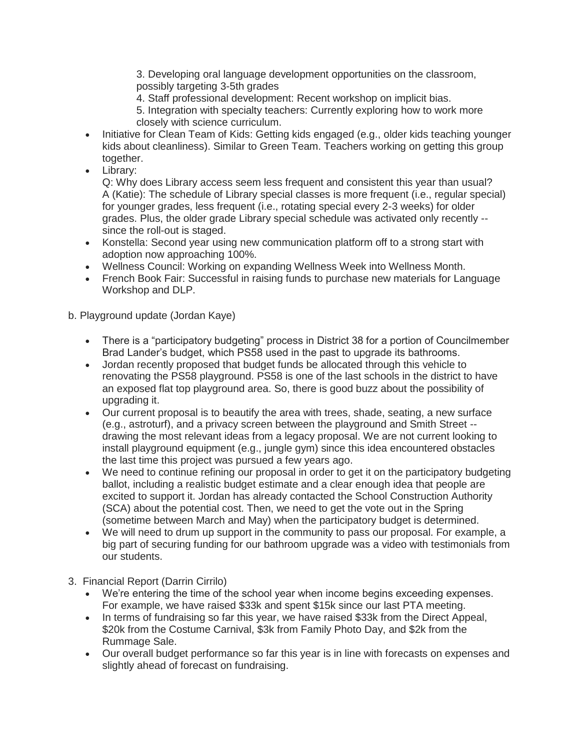3. Developing oral language development opportunities on the classroom, possibly targeting 3-5th grades
4. Staff professional development: Recent workshop on implicit bias.
5. Integration with specialty teachers: Currently exploring how to work more closely with science curriculum.

- Initiative for Clean Team of Kids: Getting kids engaged (e.g., older kids teaching younger kids about cleanliness). Similar to Green Team. Teachers working on getting this group together.
- Library:
  Q: Why does Library access seem less frequent and consistent this year than usual?
  A (Katie): The schedule of Library special classes is more frequent (i.e., regular special) for younger grades, less frequent (i.e., rotating special every 2-3 weeks) for older grades. Plus, the older grade Library special schedule was activated only recently -- since the roll-out is staged.
- Konstella: Second year using new communication platform off to a strong start with adoption now approaching 100%.
- Wellness Council: Working on expanding Wellness Week into Wellness Month.
- French Book Fair: Successful in raising funds to purchase new materials for Language Workshop and DLP.

b. Playground update (Jordan Kaye)

- There is a "participatory budgeting" process in District 38 for a portion of Councilmember Brad Lander's budget, which PS58 used in the past to upgrade its bathrooms.
- Jordan recently proposed that budget funds be allocated through this vehicle to renovating the PS58 playground. PS58 is one of the last schools in the district to have an exposed flat top playground area. So, there is good buzz about the possibility of upgrading it.
- Our current proposal is to beautify the area with trees, shade, seating, a new surface (e.g., astroturf), and a privacy screen between the playground and Smith Street -- drawing the most relevant ideas from a legacy proposal. We are not current looking to install playground equipment (e.g., jungle gym) since this idea encountered obstacles the last time this project was pursued a few years ago.
- We need to continue refining our proposal in order to get it on the participatory budgeting ballot, including a realistic budget estimate and a clear enough idea that people are excited to support it. Jordan has already contacted the School Construction Authority (SCA) about the potential cost. Then, we need to get the vote out in the Spring (sometime between March and May) when the participatory budget is determined.
- We will need to drum up support in the community to pass our proposal. For example, a big part of securing funding for our bathroom upgrade was a video with testimonials from our students.

3. Financial Report (Darrin Cirrilo)
   - We're entering the time of the school year when income begins exceeding expenses. For example, we have raised $33k and spent $15k since our last PTA meeting.
   - In terms of fundraising so far this year, we have raised $33k from the Direct Appeal, $20k from the Costume Carnival, $3k from Family Photo Day, and $2k from the Rummage Sale.
   - Our overall budget performance so far this year is in line with forecasts on expenses and slightly ahead of forecast on fundraising.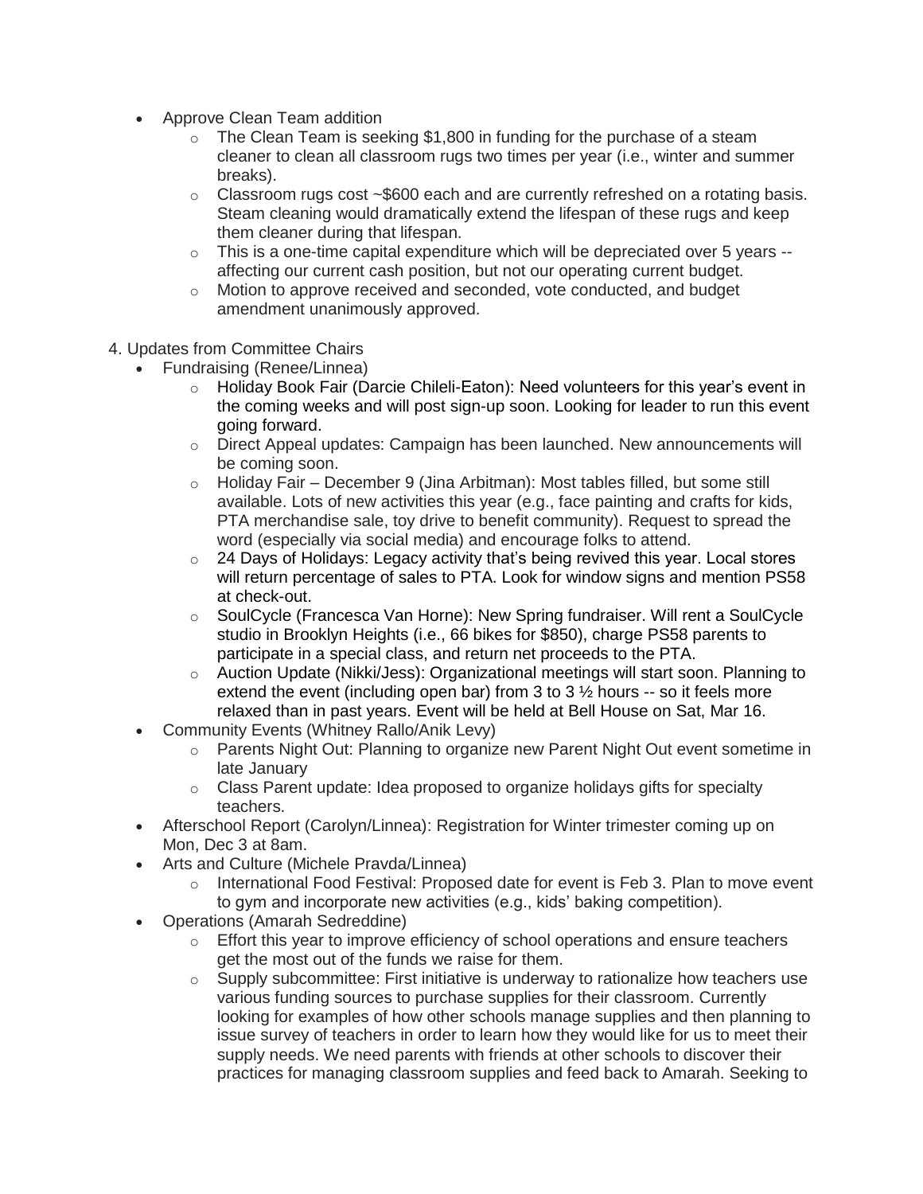- Approve Clean Team addition
  - The Clean Team is seeking $1,800 in funding for the purchase of a steam cleaner to clean all classroom rugs two times per year (i.e., winter and summer breaks).
  - Classroom rugs cost ~$600 each and are currently refreshed on a rotating basis. Steam cleaning would dramatically extend the lifespan of these rugs and keep them cleaner during that lifespan.
  - This is a one-time capital expenditure which will be depreciated over 5 years -- affecting our current cash position, but not our operating current budget.
  - Motion to approve received and seconded, vote conducted, and budget amendment unanimously approved.

4. Updates from Committee Chairs
   - Fundraising (Renee/Linnea)
     - Holiday Book Fair (Darcie Chileli-Eaton): Need volunteers for this year's event in the coming weeks and will post sign-up soon. Looking for leader to run this event going forward.
     - Direct Appeal updates: Campaign has been launched. New announcements will be coming soon.
     - Holiday Fair – December 9 (Jina Arbitman): Most tables filled, but some still available. Lots of new activities this year (e.g., face painting and crafts for kids, PTA merchandise sale, toy drive to benefit community). Request to spread the word (especially via social media) and encourage folks to attend.
     - 24 Days of Holidays: Legacy activity that's being revived this year. Local stores will return percentage of sales to PTA. Look for window signs and mention PS58 at check-out.
     - SoulCycle (Francesca Van Horne): New Spring fundraiser. Will rent a SoulCycle studio in Brooklyn Heights (i.e., 66 bikes for $850), charge PS58 parents to participate in a special class, and return net proceeds to the PTA.
     - Auction Update (Nikki/Jess): Organizational meetings will start soon. Planning to extend the event (including open bar) from 3 to 3 ½ hours -- so it feels more relaxed than in past years. Event will be held at Bell House on Sat, Mar 16.
   - Community Events (Whitney Rallo/Anik Levy)
     - Parents Night Out: Planning to organize new Parent Night Out event sometime in late January
     - Class Parent update: Idea proposed to organize holidays gifts for specialty teachers.
   - Afterschool Report (Carolyn/Linnea): Registration for Winter trimester coming up on Mon, Dec 3 at 8am.
   - Arts and Culture (Michele Pravda/Linnea)
     - International Food Festival: Proposed date for event is Feb 3. Plan to move event to gym and incorporate new activities (e.g., kids' baking competition).
   - Operations (Amarah Sedreddine)
     - Effort this year to improve efficiency of school operations and ensure teachers get the most out of the funds we raise for them.
     - Supply subcommittee: First initiative is underway to rationalize how teachers use various funding sources to purchase supplies for their classroom. Currently looking for examples of how other schools manage supplies and then planning to issue survey of teachers in order to learn how they would like for us to meet their supply needs. We need parents with friends at other schools to discover their practices for managing classroom supplies and feed back to Amarah. Seeking to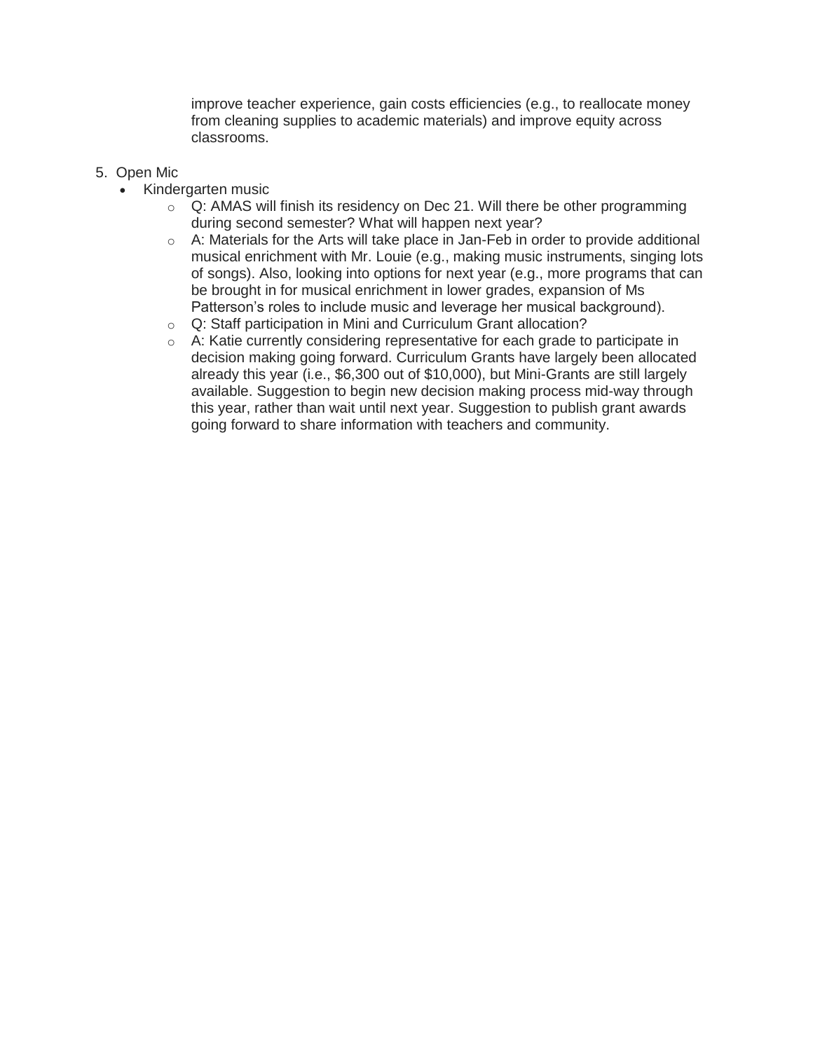improve teacher experience, gain costs efficiencies (e.g., to reallocate money from cleaning supplies to academic materials) and improve equity across classrooms.

5. Open Mic
   - Kindergarten music
     - Q: AMAS will finish its residency on Dec 21. Will there be other programming during second semester? What will happen next year?
     - A: Materials for the Arts will take place in Jan-Feb in order to provide additional musical enrichment with Mr. Louie (e.g., making music instruments, singing lots of songs). Also, looking into options for next year (e.g., more programs that can be brought in for musical enrichment in lower grades, expansion of Ms Patterson's roles to include music and leverage her musical background).
     - Q: Staff participation in Mini and Curriculum Grant allocation?
     - A: Katie currently considering representative for each grade to participate in decision making going forward. Curriculum Grants have largely been allocated already this year (i.e., $6,300 out of $10,000), but Mini-Grants are still largely available. Suggestion to begin new decision making process mid-way through this year, rather than wait until next year. Suggestion to publish grant awards going forward to share information with teachers and community.